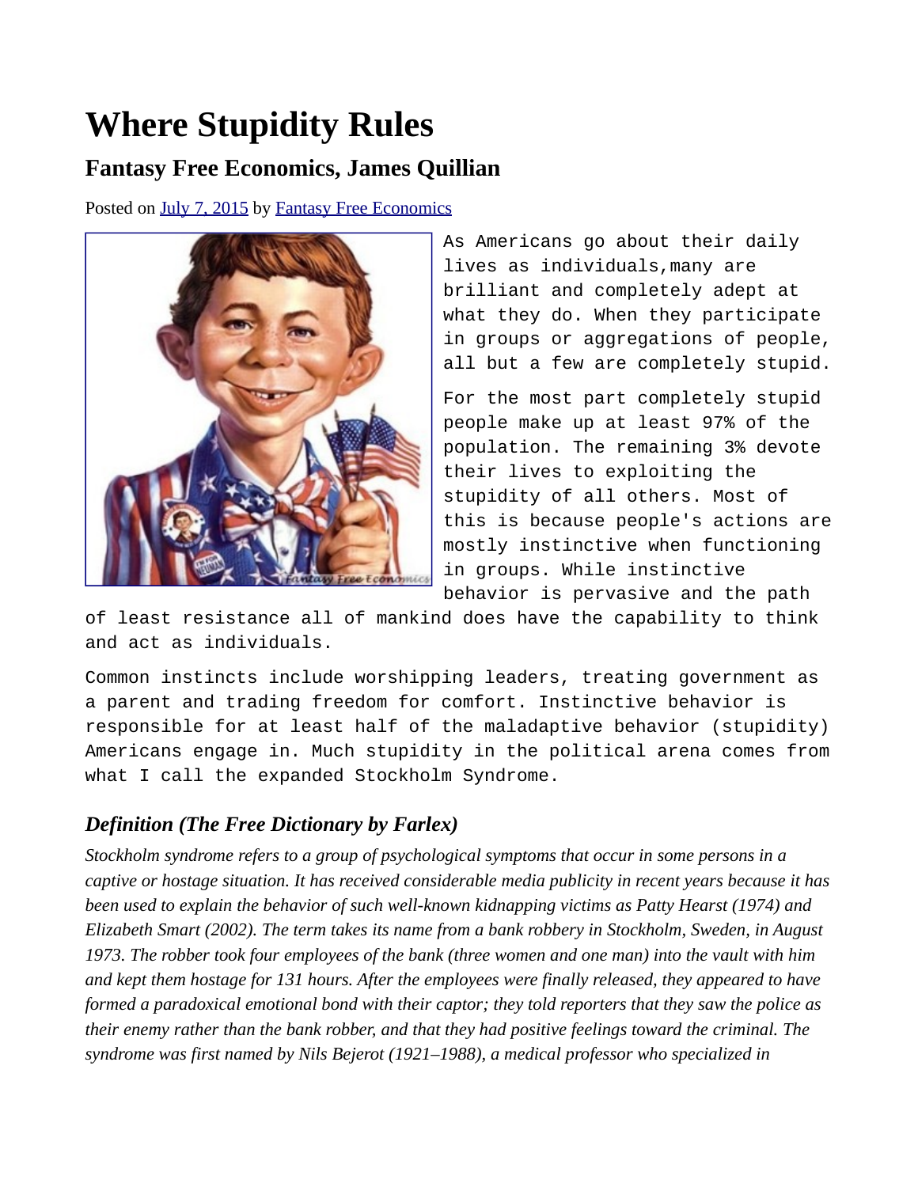# Where Stupidity Rules

## Fantasy Free Economics, James Quillian

Posted on July 7, 2015 by Fantasy Free Economics

As Americans go about their daily lives as individuals,many are brilliant and completely adept at what they do. When they participate in groups or aggregations of people, all but a few are completely stupid.

For the most part completely stupid people make up at least 97% of the population. The remaining 3% devote their lives to exploiting the stupidity of all others. Most of this is because people's actions are mostly instinctive when functioning in groups. While instinctive behavior is pervasive and the path of least resistance all of mankind does have the capability to think and act as individuals.

Common instincts include worshipping leaders, treating government as a parent and trading freedom for comfort. Instinctive behavior is responsible for at least half of the maladaptive behavior (stupidity) Americans engage in. Much stupidity in the political arena comes from what I call the expanded Stockholm Syndrome.

### *Definition (The Free Dictionary by Farlex)*

*Stockholm syndrome refers to a group of psychological symptoms that occur in some persons in a captive or hostage situation. It has received considerable media publicity in recent years because it has been used to explain the behavior of such well-known kidnapping victims as Patty Hearst (1974) and Elizabeth Smart (2002). The term takes its name from a bank robbery in Stockholm, Sweden, in August 1973. The robber took four employees of the bank (three women and one man) into the vault with him and kept them hostage for 131 hours. After the employees were finally released, they appeared to have formed a paradoxical emotional bond with their captor; they told reporters that they saw the police as their enemy rather than the bank robber, and that they had positive feelings toward the criminal. The syndrome was first named by Nils Bejerot (1921–1988), a medical professor who specialized in*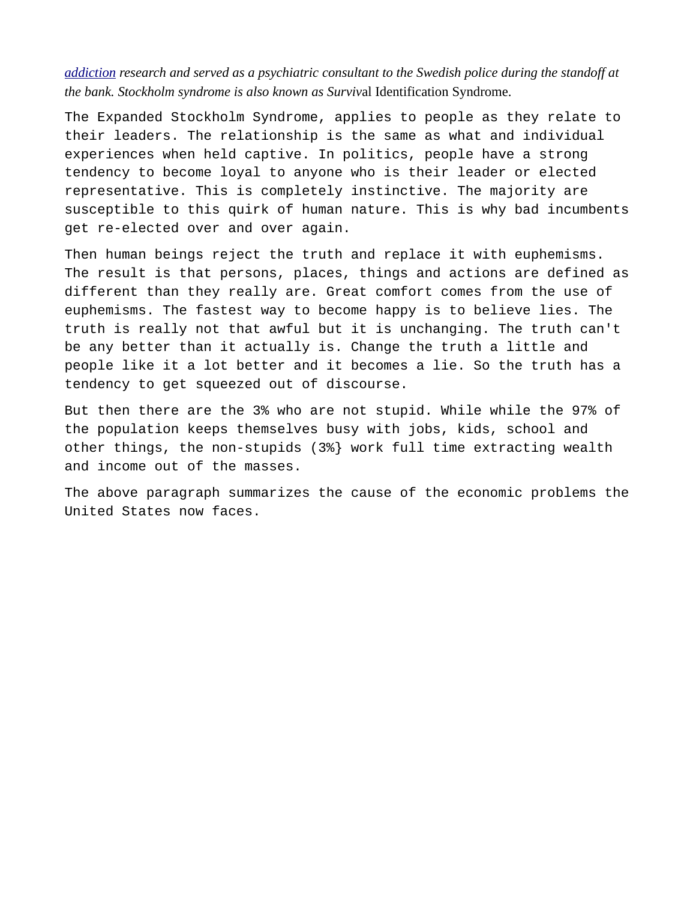*addiction research and served as a psychiatric consultant to the Swedish police during the standoff at the bank. Stockholm syndrome is also known as Surviv*al Identification Syndrome.

The Expanded Stockholm Syndrome, applies to people as they relate to their leaders. The relationship is the same as what and individual experiences when held captive. In politics, people have a strong tendency to become loyal to anyone who is their leader or elected representative. This is completely instinctive. The majority are susceptible to this quirk of human nature. This is why bad incumbents get re-elected over and over again.

Then human beings reject the truth and replace it with euphemisms. The result is that persons, places, things and actions are defined as different than they really are. Great comfort comes from the use of euphemisms. The fastest way to become happy is to believe lies. The truth is really not that awful but it is unchanging. The truth can't be any better than it actually is. Change the truth a little and people like it a lot better and it becomes a lie. So the truth has a tendency to get squeezed out of discourse.

But then there are the 3% who are not stupid. While while the 97% of the population keeps themselves busy with jobs, kids, school and other things, the non-stupids (3%} work full time extracting wealth and income out of the masses.

The above paragraph summarizes the cause of the economic problems the United States now faces.